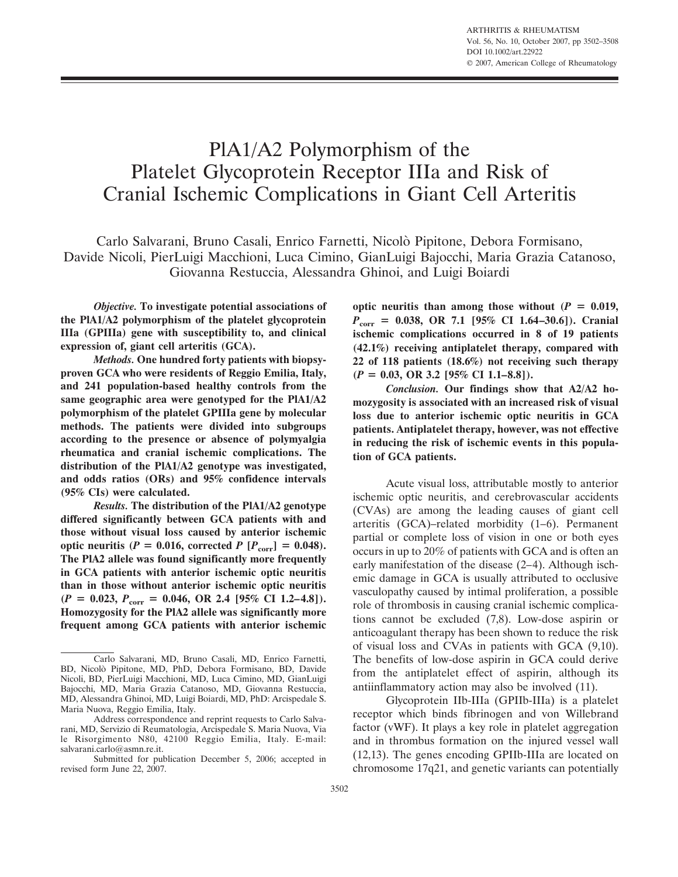# PlA1/A2 Polymorphism of the Platelet Glycoprotein Receptor IIIa and Risk of Cranial Ischemic Complications in Giant Cell Arteritis

Carlo Salvarani, Bruno Casali, Enrico Farnetti, Nicolò Pipitone, Debora Formisano, Davide Nicoli, PierLuigi Macchioni, Luca Cimino, GianLuigi Bajocchi, Maria Grazia Catanoso, Giovanna Restuccia, Alessandra Ghinoi, and Luigi Boiardi

***Objective.*** **To investigate potential associations of the PlA1/A2 polymorphism of the platelet glycoprotein IIIa (GPIIIa) gene with susceptibility to, and clinical expression of, giant cell arteritis (GCA).**

***Methods.*** **One hundred forty patients with biopsy-proven GCA who were residents of Reggio Emilia, Italy, and 241 population-based healthy controls from the same geographic area were genotyped for the PlA1/A2 polymorphism of the platelet GPIIIa gene by molecular methods. The patients were divided into subgroups according to the presence or absence of polymyalgia rheumatica and cranial ischemic complications. The distribution of the PlA1/A2 genotype was investigated, and odds ratios (ORs) and 95% confidence intervals (95% CIs) were calculated.**

***Results.*** **The distribution of the PlA1/A2 genotype differed significantly between GCA patients with and those without visual loss caused by anterior ischemic optic neuritis ($P = 0.016$, corrected $P$ [$P_{corr}$] = 0.048). The PlA2 allele was found significantly more frequently in GCA patients with anterior ischemic optic neuritis than in those without anterior ischemic optic neuritis ($P = 0.023$, $P_{corr} = 0.046$, OR 2.4 [95% CI 1.2–4.8]). Homozygosity for the PlA2 allele was significantly more frequent among GCA patients with anterior ischemic optic neuritis than among those without ($P = 0.019$, $P_{corr} = 0.038$, OR 7.1 [95% CI 1.64–30.6]). Cranial ischemic complications occurred in 8 of 19 patients (42.1%) receiving antiplatelet therapy, compared with 22 of 118 patients (18.6%) not receiving such therapy ($P = 0.03$, OR 3.2 [95% CI 1.1–8.8]).**

***Conclusion.*** **Our findings show that A2/A2 homozygosity is associated with an increased risk of visual loss due to anterior ischemic optic neuritis in GCA patients. Antiplatelet therapy, however, was not effective in reducing the risk of ischemic events in this population of GCA patients.**

Acute visual loss, attributable mostly to anterior ischemic optic neuritis, and cerebrovascular accidents (CVAs) are among the leading causes of giant cell arteritis (GCA)–related morbidity (1–6). Permanent partial or complete loss of vision in one or both eyes occurs in up to 20% of patients with GCA and is often an early manifestation of the disease (2–4). Although ischemic damage in GCA is usually attributed to occlusive vasculopathy caused by intimal proliferation, a possible role of thrombosis in causing cranial ischemic complications cannot be excluded (7,8). Low-dose aspirin or anticoagulant therapy has been shown to reduce the risk of visual loss and CVAs in patients with GCA (9,10). The benefits of low-dose aspirin in GCA could derive from the antiplatelet effect of aspirin, although its antiinflammatory action may also be involved (11).

Glycoprotein IIb-IIIa (GPIIb-IIIa) is a platelet receptor which binds fibrinogen and von Willebrand factor (vWF). It plays a key role in platelet aggregation and in thrombus formation on the injured vessel wall (12,13). The genes encoding GPIIb-IIIa are located on chromosome 17q21, and genetic variants can potentially

---

Carlo Salvarani, MD, Bruno Casali, MD, Enrico Farnetti, BD, Nicolò Pipitone, MD, PhD, Debora Formisano, BD, Davide Nicoli, BD, PierLuigi Macchioni, MD, Luca Cimino, MD, GianLuigi Bajocchi, MD, Maria Grazia Catanoso, MD, Giovanna Restuccia, MD, Alessandra Ghinoi, MD, Luigi Boiardi, MD, PhD: Arcispedale S. Maria Nuova, Reggio Emilia, Italy.

Address correspondence and reprint requests to Carlo Salvarani, MD, Servizio di Reumatologia, Arcispedale S. Maria Nuova, Viale Risorgimento N80, 42100 Reggio Emilia, Italy. E-mail: salvarani.carlo@asmn.re.it.

Submitted for publication December 5, 2006; accepted in revised form June 22, 2007.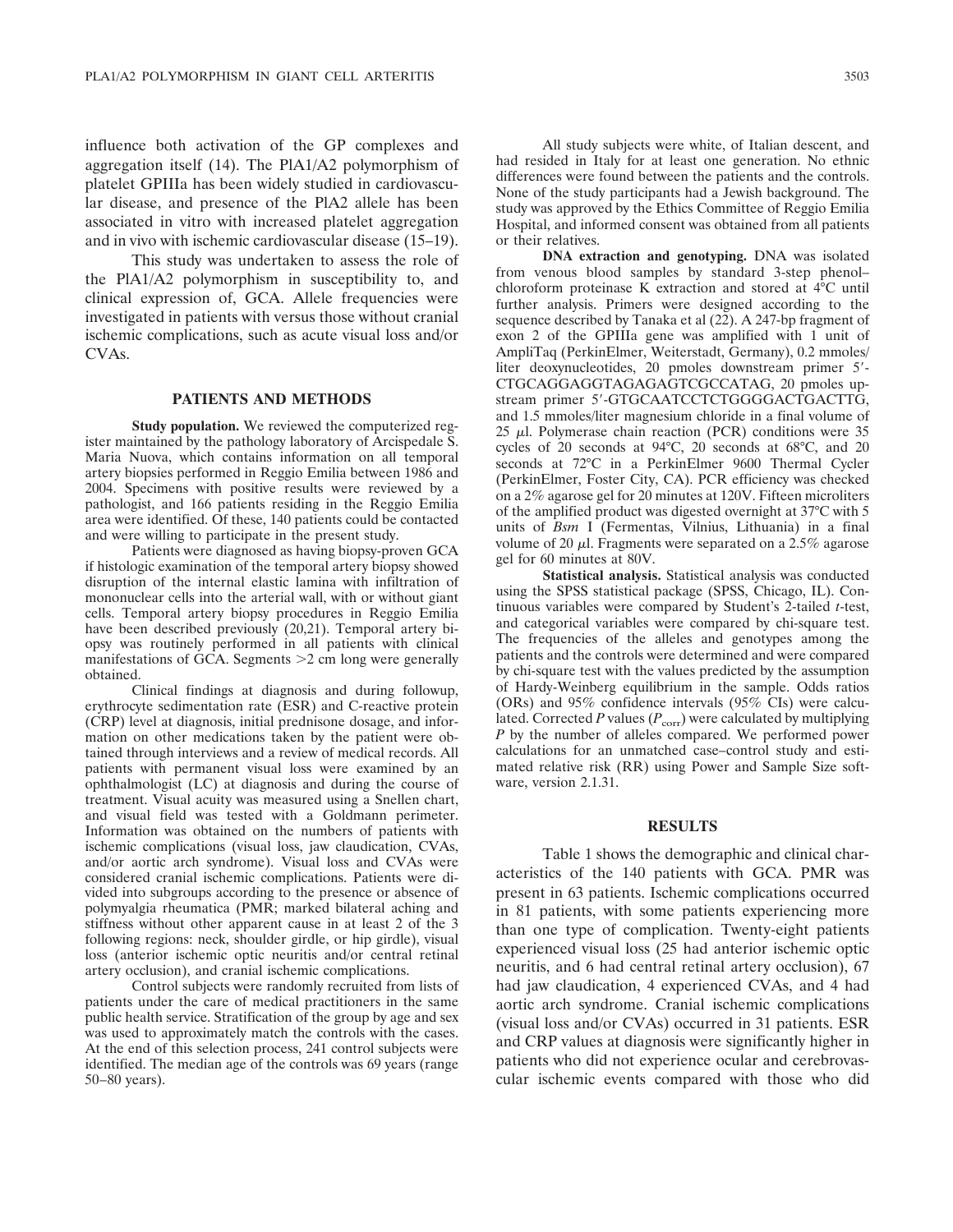influence both activation of the GP complexes and aggregation itself (14). The PlA1/A2 polymorphism of platelet GPIIIa has been widely studied in cardiovascular disease, and presence of the PlA2 allele has been associated in vitro with increased platelet aggregation and in vivo with ischemic cardiovascular disease (15–19).

This study was undertaken to assess the role of the PlA1/A2 polymorphism in susceptibility to, and clinical expression of, GCA. Allele frequencies were investigated in patients with versus those without cranial ischemic complications, such as acute visual loss and/or CVAs.

## PATIENTS AND METHODS

**Study population.** We reviewed the computerized register maintained by the pathology laboratory of Arcispedale S. Maria Nuova, which contains information on all temporal artery biopsies performed in Reggio Emilia between 1986 and 2004. Specimens with positive results were reviewed by a pathologist, and 166 patients residing in the Reggio Emilia area were identified. Of these, 140 patients could be contacted and were willing to participate in the present study.

Patients were diagnosed as having biopsy-proven GCA if histologic examination of the temporal artery biopsy showed disruption of the internal elastic lamina with infiltration of mononuclear cells into the arterial wall, with or without giant cells. Temporal artery biopsy procedures in Reggio Emilia have been described previously (20,21). Temporal artery biopsy was routinely performed in all patients with clinical manifestations of GCA. Segments >2 cm long were generally obtained.

Clinical findings at diagnosis and during followup, erythrocyte sedimentation rate (ESR) and C-reactive protein (CRP) level at diagnosis, initial prednisone dosage, and information on other medications taken by the patient were obtained through interviews and a review of medical records. All patients with permanent visual loss were examined by an ophthalmologist (LC) at diagnosis and during the course of treatment. Visual acuity was measured using a Snellen chart, and visual field was tested with a Goldmann perimeter. Information was obtained on the numbers of patients with ischemic complications (visual loss, jaw claudication, CVAs, and/or aortic arch syndrome). Visual loss and CVAs were considered cranial ischemic complications. Patients were divided into subgroups according to the presence or absence of polymyalgia rheumatica (PMR; marked bilateral aching and stiffness without other apparent cause in at least 2 of the 3 following regions: neck, shoulder girdle, or hip girdle), visual loss (anterior ischemic optic neuritis and/or central retinal artery occlusion), and cranial ischemic complications.

Control subjects were randomly recruited from lists of patients under the care of medical practitioners in the same public health service. Stratification of the group by age and sex was used to approximately match the controls with the cases. At the end of this selection process, 241 control subjects were identified. The median age of the controls was 69 years (range 50–80 years).

All study subjects were white, of Italian descent, and had resided in Italy for at least one generation. No ethnic differences were found between the patients and the controls. None of the study participants had a Jewish background. The study was approved by the Ethics Committee of Reggio Emilia Hospital, and informed consent was obtained from all patients or their relatives.

**DNA extraction and genotyping.** DNA was isolated from venous blood samples by standard 3-step phenol–chloroform proteinase K extraction and stored at 4°C until further analysis. Primers were designed according to the sequence described by Tanaka et al (22). A 247-bp fragment of exon 2 of the GPIIIa gene was amplified with 1 unit of AmpliTaq (PerkinElmer, Weiterstadt, Germany), 0.2 mmoles/liter deoxynucleotides, 20 pmoles downstream primer 5′-CTGCAGGAGGTAGAGAGTCGCCATAG, 20 pmoles upstream primer 5′-GTGCAATCCTCTGGGGACTGACTTG, and 1.5 mmoles/liter magnesium chloride in a final volume of 25 μl. Polymerase chain reaction (PCR) conditions were 35 cycles of 20 seconds at 94°C, 20 seconds at 68°C, and 20 seconds at 72°C in a PerkinElmer 9600 Thermal Cycler (PerkinElmer, Foster City, CA). PCR efficiency was checked on a 2% agarose gel for 20 minutes at 120V. Fifteen microliters of the amplified product was digested overnight at 37°C with 5 units of *Bsm* I (Fermentas, Vilnius, Lithuania) in a final volume of 20 μl. Fragments were separated on a 2.5% agarose gel for 60 minutes at 80V.

**Statistical analysis.** Statistical analysis was conducted using the SPSS statistical package (SPSS, Chicago, IL). Continuous variables were compared by Student's 2-tailed *t*-test, and categorical variables were compared by chi-square test. The frequencies of the alleles and genotypes among the patients and the controls were determined and were compared by chi-square test with the values predicted by the assumption of Hardy-Weinberg equilibrium in the sample. Odds ratios (ORs) and 95% confidence intervals (95% CIs) were calculated. Corrected *P* values ($P_{corr}$) were calculated by multiplying *P* by the number of alleles compared. We performed power calculations for an unmatched case–control study and estimated relative risk (RR) using Power and Sample Size software, version 2.1.31.

## RESULTS

Table 1 shows the demographic and clinical characteristics of the 140 patients with GCA. PMR was present in 63 patients. Ischemic complications occurred in 81 patients, with some patients experiencing more than one type of complication. Twenty-eight patients experienced visual loss (25 had anterior ischemic optic neuritis, and 6 had central retinal artery occlusion), 67 had jaw claudication, 4 experienced CVAs, and 4 had aortic arch syndrome. Cranial ischemic complications (visual loss and/or CVAs) occurred in 31 patients. ESR and CRP values at diagnosis were significantly higher in patients who did not experience ocular and cerebrovascular ischemic events compared with those who did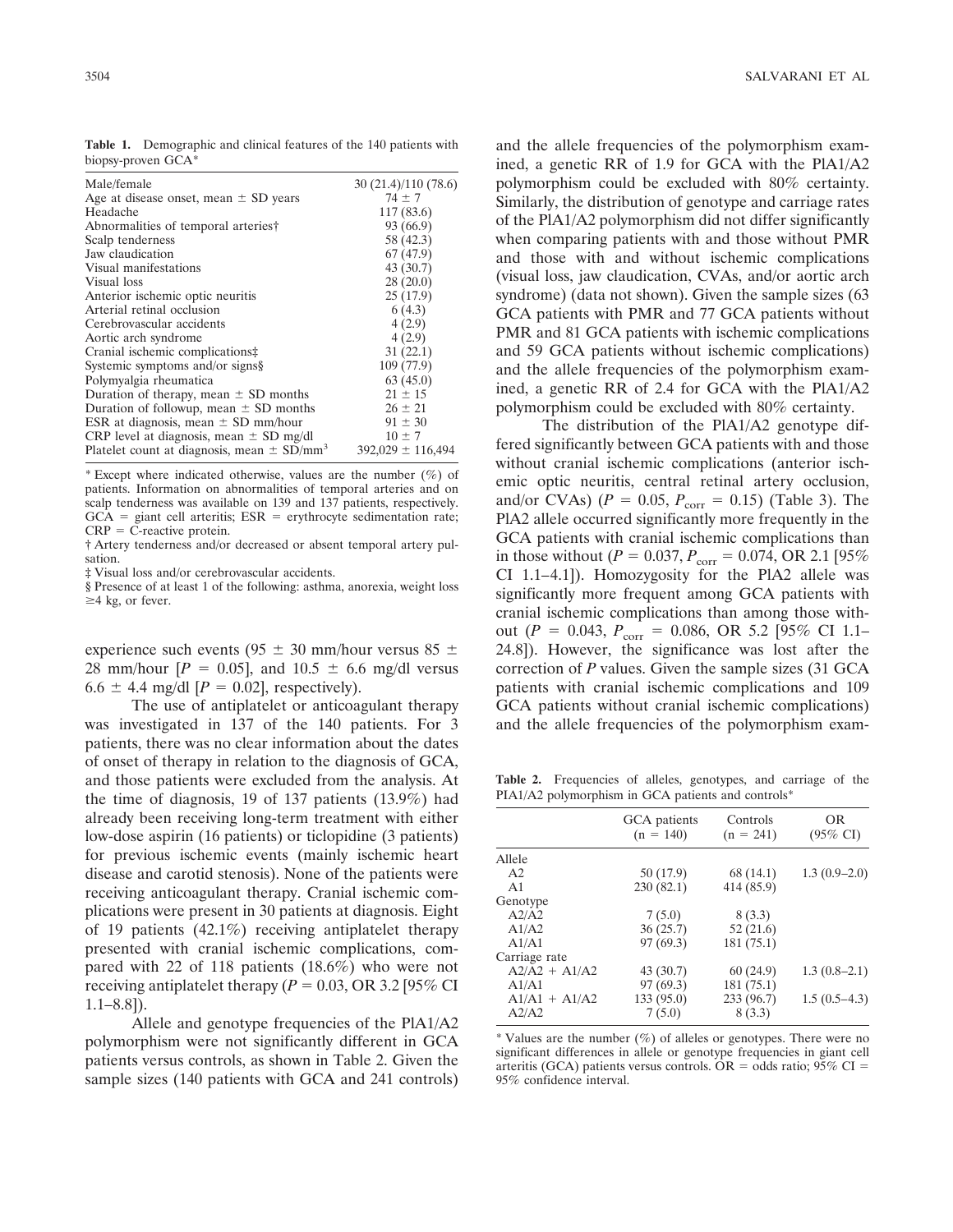**Table 1.** Demographic and clinical features of the 140 patients with biopsy-proven GCA*

| | |
|---|---|
| Male/female | 30 (21.4)/110 (78.6) |
| Age at disease onset, mean ± SD years | 74 ± 7 |
| Headache | 117 (83.6) |
| Abnormalities of temporal arteries† | 93 (66.9) |
| Scalp tenderness | 58 (42.3) |
| Jaw claudication | 67 (47.9) |
| Visual manifestations | 43 (30.7) |
| Visual loss | 28 (20.0) |
| Anterior ischemic optic neuritis | 25 (17.9) |
| Arterial retinal occlusion | 6 (4.3) |
| Cerebrovascular accidents | 4 (2.9) |
| Aortic arch syndrome | 4 (2.9) |
| Cranial ischemic complications‡ | 31 (22.1) |
| Systemic symptoms and/or signs§ | 109 (77.9) |
| Polymyalgia rheumatica | 63 (45.0) |
| Duration of therapy, mean ± SD months | 21 ± 15 |
| Duration of followup, mean ± SD months | 26 ± 21 |
| ESR at diagnosis, mean ± SD mm/hour | 91 ± 30 |
| CRP level at diagnosis, mean ± SD mg/dl | 10 ± 7 |
| Platelet count at diagnosis, mean ± SD/mm$^3$ | 392,029 ± 116,494 |

* Except where indicated otherwise, values are the number (%) of patients. Information on abnormalities of temporal arteries and on scalp tenderness was available on 139 and 137 patients, respectively. GCA = giant cell arteritis; ESR = erythrocyte sedimentation rate; CRP = C-reactive protein.

† Artery tenderness and/or decreased or absent temporal artery pulsation.

‡ Visual loss and/or cerebrovascular accidents.

§ Presence of at least 1 of the following: asthma, anorexia, weight loss ≥4 kg, or fever.

experience such events (95 ± 30 mm/hour versus 85 ± 28 mm/hour [$P$ = 0.05], and 10.5 ± 6.6 mg/dl versus 6.6 ± 4.4 mg/dl [$P$ = 0.02], respectively).

The use of antiplatelet or anticoagulant therapy was investigated in 137 of the 140 patients. For 3 patients, there was no clear information about the dates of onset of therapy in relation to the diagnosis of GCA, and those patients were excluded from the analysis. At the time of diagnosis, 19 of 137 patients (13.9%) had already been receiving long-term treatment with either low-dose aspirin (16 patients) or ticlopidine (3 patients) for previous ischemic events (mainly ischemic heart disease and carotid stenosis). None of the patients were receiving anticoagulant therapy. Cranial ischemic complications were present in 30 patients at diagnosis. Eight of 19 patients (42.1%) receiving antiplatelet therapy presented with cranial ischemic complications, compared with 22 of 118 patients (18.6%) who were not receiving antiplatelet therapy ($P$ = 0.03, OR 3.2 [95% CI 1.1–8.8]).

Allele and genotype frequencies of the PlA1/A2 polymorphism were not significantly different in GCA patients versus controls, as shown in Table 2. Given the sample sizes (140 patients with GCA and 241 controls) and the allele frequencies of the polymorphism examined, a genetic RR of 1.9 for GCA with the PlA1/A2 polymorphism could be excluded with 80% certainty. Similarly, the distribution of genotype and carriage rates of the PlA1/A2 polymorphism did not differ significantly when comparing patients with and those without PMR and those with and without ischemic complications (visual loss, jaw claudication, CVAs, and/or aortic arch syndrome) (data not shown). Given the sample sizes (63 GCA patients with PMR and 77 GCA patients without PMR and 81 GCA patients with ischemic complications and 59 GCA patients without ischemic complications) and the allele frequencies of the polymorphism examined, a genetic RR of 2.4 for GCA with the PlA1/A2 polymorphism could be excluded with 80% certainty.

The distribution of the PlA1/A2 genotype differed significantly between GCA patients with and those without cranial ischemic complications (anterior ischemic optic neuritis, central retinal artery occlusion, and/or CVAs) ($P$ = 0.05, $P_{corr}$ = 0.15) (Table 3). The PlA2 allele occurred significantly more frequently in the GCA patients with cranial ischemic complications than in those without ($P$ = 0.037, $P_{corr}$ = 0.074, OR 2.1 [95% CI 1.1–4.1]). Homozygosity for the PlA2 allele was significantly more frequent among GCA patients with cranial ischemic complications than among those without ($P$ = 0.043, $P_{corr}$ = 0.086, OR 5.2 [95% CI 1.1–24.8]). However, the significance was lost after the correction of $P$ values. Given the sample sizes (31 GCA patients with cranial ischemic complications and 109 GCA patients without cranial ischemic complications) and the allele frequencies of the polymorphism exam-

**Table 2.** Frequencies of alleles, genotypes, and carriage of the PlA1/A2 polymorphism in GCA patients and controls*

| | GCA patients (n = 140) | Controls (n = 241) | OR (95% CI) |
|---|---|---|---|
| Allele | | | |
| A2 | 50 (17.9) | 68 (14.1) | 1.3 (0.9–2.0) |
| A1 | 230 (82.1) | 414 (85.9) | |
| Genotype | | | |
| A2/A2 | 7 (5.0) | 8 (3.3) | |
| A1/A2 | 36 (25.7) | 52 (21.6) | |
| A1/A1 | 97 (69.3) | 181 (75.1) | |
| Carriage rate | | | |
| A2/A2 + A1/A2 | 43 (30.7) | 60 (24.9) | 1.3 (0.8–2.1) |
| A1/A1 | 97 (69.3) | 181 (75.1) | |
| A1/A1 + A1/A2 | 133 (95.0) | 233 (96.7) | 1.5 (0.5–4.3) |
| A2/A2 | 7 (5.0) | 8 (3.3) | |

* Values are the number (%) of alleles or genotypes. There were no significant differences in allele or genotype frequencies in giant cell arteritis (GCA) patients versus controls. OR = odds ratio; 95% CI = 95% confidence interval.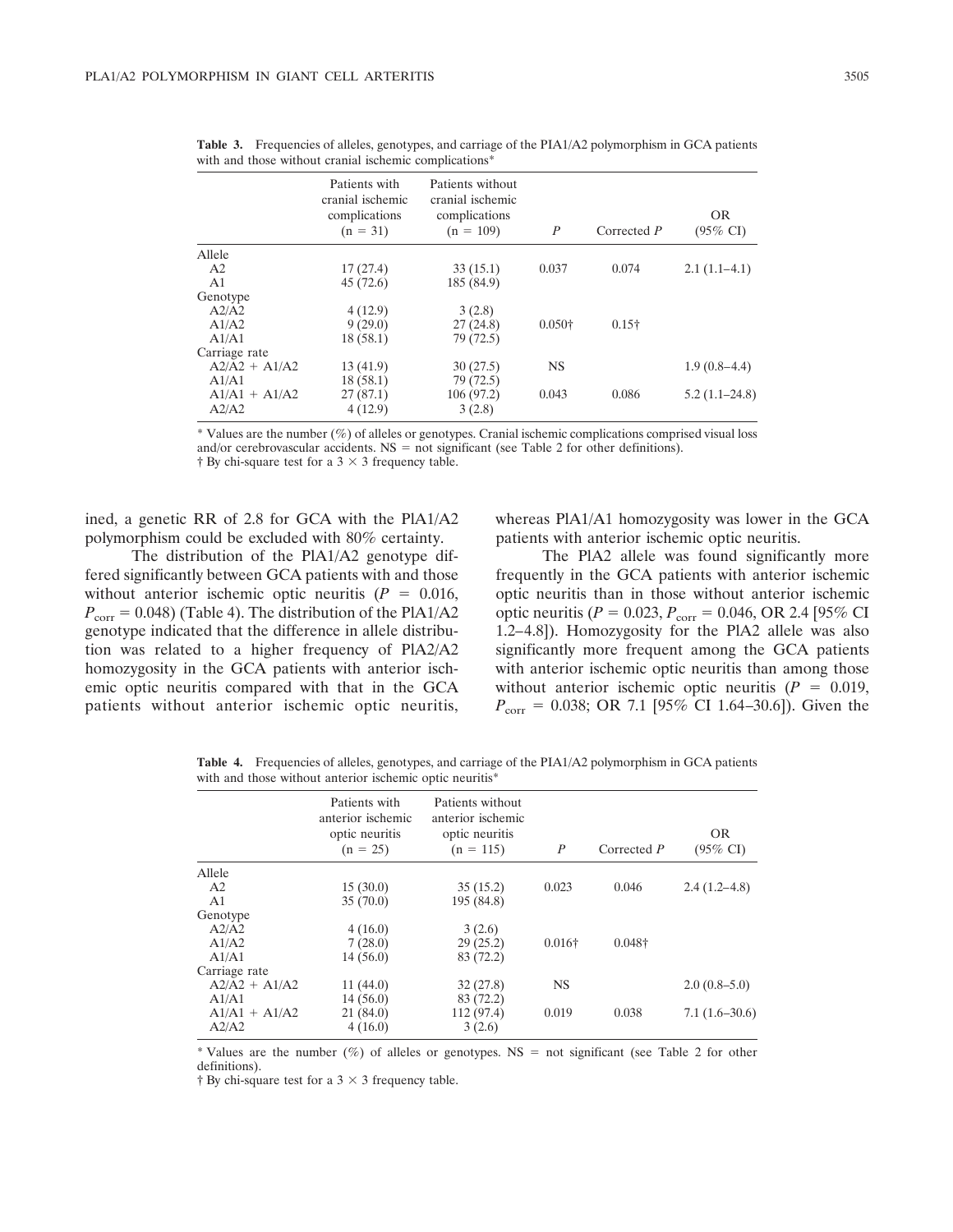**Table 3.** Frequencies of alleles, genotypes, and carriage of the PIA1/A2 polymorphism in GCA patients with and those without cranial ischemic complications*

| | Patients with cranial ischemic complications (n = 31) | Patients without cranial ischemic complications (n = 109) | $P$ | Corrected $P$ | OR (95% CI) |
|---|---|---|---|---|---|
| Allele | | | | | |
| A2 | 17 (27.4) | 33 (15.1) | 0.037 | 0.074 | 2.1 (1.1–4.1) |
| A1 | 45 (72.6) | 185 (84.9) | | | |
| Genotype | | | | | |
| A2/A2 | 4 (12.9) | 3 (2.8) | | | |
| A1/A2 | 9 (29.0) | 27 (24.8) | 0.050† | 0.15† | |
| A1/A1 | 18 (58.1) | 79 (72.5) | | | |
| Carriage rate | | | | | |
| A2/A2 + A1/A2 | 13 (41.9) | 30 (27.5) | NS | | 1.9 (0.8–4.4) |
| A1/A1 | 18 (58.1) | 79 (72.5) | | | |
| A1/A1 + A1/A2 | 27 (87.1) | 106 (97.2) | 0.043 | 0.086 | 5.2 (1.1–24.8) |
| A2/A2 | 4 (12.9) | 3 (2.8) | | | |

* Values are the number (%) of alleles or genotypes. Cranial ischemic complications comprised visual loss and/or cerebrovascular accidents. NS = not significant (see Table 2 for other definitions).
† By chi-square test for a 3 × 3 frequency table.

ined, a genetic RR of 2.8 for GCA with the PlA1/A2 polymorphism could be excluded with 80% certainty.

The distribution of the PlA1/A2 genotype differed significantly between GCA patients with and those without anterior ischemic optic neuritis ($P$ = 0.016, $P_{corr}$ = 0.048) (Table 4). The distribution of the PlA1/A2 genotype indicated that the difference in allele distribution was related to a higher frequency of PlA2/A2 homozygosity in the GCA patients with anterior ischemic optic neuritis compared with that in the GCA patients without anterior ischemic optic neuritis, whereas PlA1/A1 homozygosity was lower in the GCA patients with anterior ischemic optic neuritis.

The PlA2 allele was found significantly more frequently in the GCA patients with anterior ischemic optic neuritis than in those without anterior ischemic optic neuritis ($P$ = 0.023, $P_{corr}$ = 0.046, OR 2.4 [95% CI 1.2–4.8]). Homozygosity for the PlA2 allele was also significantly more frequent among the GCA patients with anterior ischemic optic neuritis than among those without anterior ischemic optic neuritis ($P$ = 0.019, $P_{corr}$ = 0.038; OR 7.1 [95% CI 1.64–30.6]). Given the

**Table 4.** Frequencies of alleles, genotypes, and carriage of the PIA1/A2 polymorphism in GCA patients with and those without anterior ischemic optic neuritis*

| | Patients with anterior ischemic optic neuritis (n = 25) | Patients without anterior ischemic optic neuritis (n = 115) | $P$ | Corrected $P$ | OR (95% CI) |
|---|---|---|---|---|---|
| Allele | | | | | |
| A2 | 15 (30.0) | 35 (15.2) | 0.023 | 0.046 | 2.4 (1.2–4.8) |
| A1 | 35 (70.0) | 195 (84.8) | | | |
| Genotype | | | | | |
| A2/A2 | 4 (16.0) | 3 (2.6) | | | |
| A1/A2 | 7 (28.0) | 29 (25.2) | 0.016† | 0.048† | |
| A1/A1 | 14 (56.0) | 83 (72.2) | | | |
| Carriage rate | | | | | |
| A2/A2 + A1/A2 | 11 (44.0) | 32 (27.8) | NS | | 2.0 (0.8–5.0) |
| A1/A1 | 14 (56.0) | 83 (72.2) | | | |
| A1/A1 + A1/A2 | 21 (84.0) | 112 (97.4) | 0.019 | 0.038 | 7.1 (1.6–30.6) |
| A2/A2 | 4 (16.0) | 3 (2.6) | | | |

* Values are the number (%) of alleles or genotypes. NS = not significant (see Table 2 for other definitions).
† By chi-square test for a 3 × 3 frequency table.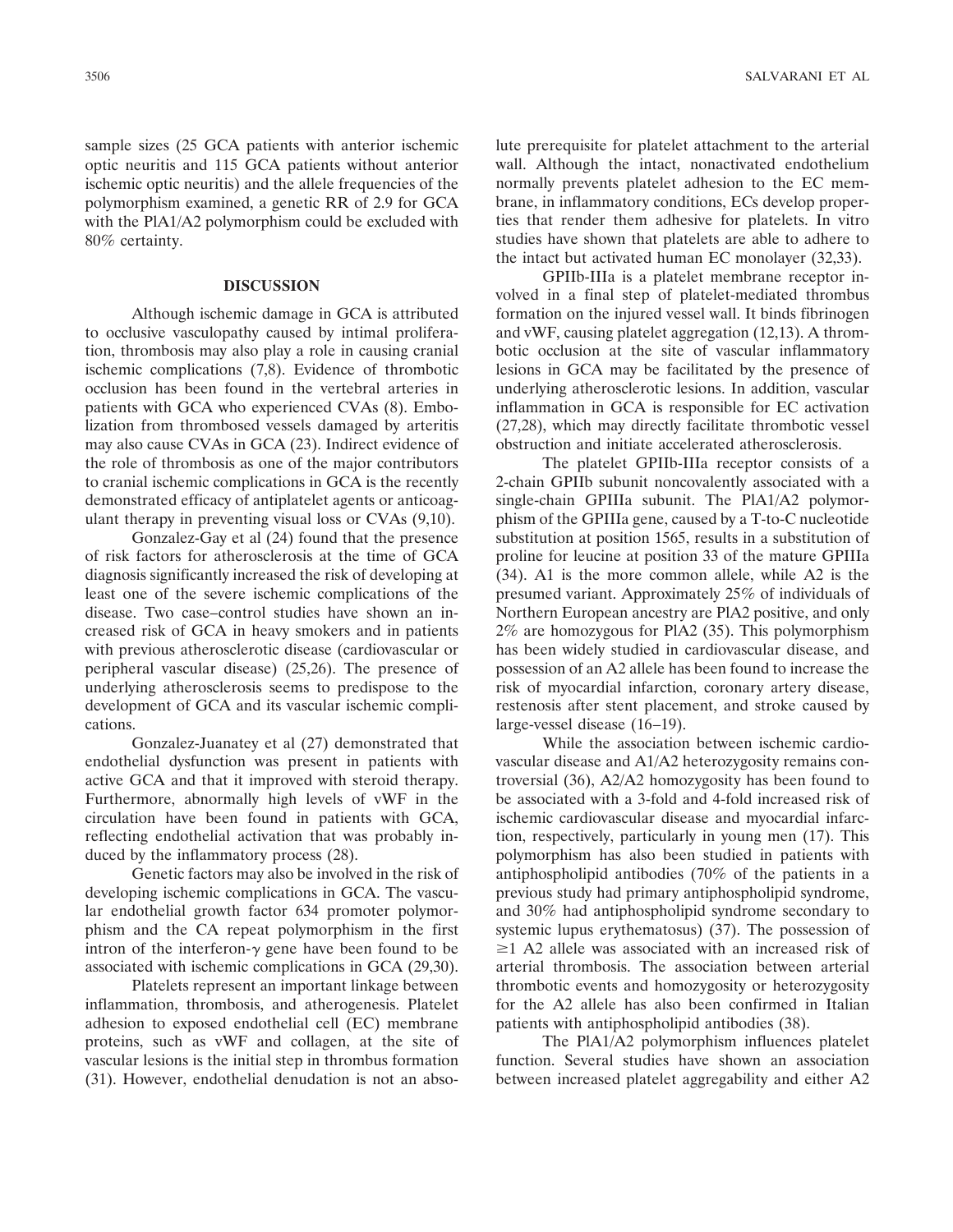sample sizes (25 GCA patients with anterior ischemic optic neuritis and 115 GCA patients without anterior ischemic optic neuritis) and the allele frequencies of the polymorphism examined, a genetic RR of 2.9 for GCA with the PlA1/A2 polymorphism could be excluded with 80% certainty.

## DISCUSSION

Although ischemic damage in GCA is attributed to occlusive vasculopathy caused by intimal proliferation, thrombosis may also play a role in causing cranial ischemic complications (7,8). Evidence of thrombotic occlusion has been found in the vertebral arteries in patients with GCA who experienced CVAs (8). Embolization from thrombosed vessels damaged by arteritis may also cause CVAs in GCA (23). Indirect evidence of the role of thrombosis as one of the major contributors to cranial ischemic complications in GCA is the recently demonstrated efficacy of antiplatelet agents or anticoagulant therapy in preventing visual loss or CVAs (9,10).

Gonzalez-Gay et al (24) found that the presence of risk factors for atherosclerosis at the time of GCA diagnosis significantly increased the risk of developing at least one of the severe ischemic complications of the disease. Two case–control studies have shown an increased risk of GCA in heavy smokers and in patients with previous atherosclerotic disease (cardiovascular or peripheral vascular disease) (25,26). The presence of underlying atherosclerosis seems to predispose to the development of GCA and its vascular ischemic complications.

Gonzalez-Juanatey et al (27) demonstrated that endothelial dysfunction was present in patients with active GCA and that it improved with steroid therapy. Furthermore, abnormally high levels of vWF in the circulation have been found in patients with GCA, reflecting endothelial activation that was probably induced by the inflammatory process (28).

Genetic factors may also be involved in the risk of developing ischemic complications in GCA. The vascular endothelial growth factor 634 promoter polymorphism and the CA repeat polymorphism in the first intron of the interferon-$\gamma$ gene have been found to be associated with ischemic complications in GCA (29,30).

Platelets represent an important linkage between inflammation, thrombosis, and atherogenesis. Platelet adhesion to exposed endothelial cell (EC) membrane proteins, such as vWF and collagen, at the site of vascular lesions is the initial step in thrombus formation (31). However, endothelial denudation is not an absolute prerequisite for platelet attachment to the arterial wall. Although the intact, nonactivated endothelium normally prevents platelet adhesion to the EC membrane, in inflammatory conditions, ECs develop properties that render them adhesive for platelets. In vitro studies have shown that platelets are able to adhere to the intact but activated human EC monolayer (32,33).

GPIIb-IIIa is a platelet membrane receptor involved in a final step of platelet-mediated thrombus formation on the injured vessel wall. It binds fibrinogen and vWF, causing platelet aggregation (12,13). A thrombotic occlusion at the site of vascular inflammatory lesions in GCA may be facilitated by the presence of underlying atherosclerotic lesions. In addition, vascular inflammation in GCA is responsible for EC activation (27,28), which may directly facilitate thrombotic vessel obstruction and initiate accelerated atherosclerosis.

The platelet GPIIb-IIIa receptor consists of a 2-chain GPIIb subunit noncovalently associated with a single-chain GPIIIa subunit. The PlA1/A2 polymorphism of the GPIIIa gene, caused by a T-to-C nucleotide substitution at position 1565, results in a substitution of proline for leucine at position 33 of the mature GPIIIa (34). A1 is the more common allele, while A2 is the presumed variant. Approximately 25% of individuals of Northern European ancestry are PlA2 positive, and only 2% are homozygous for PlA2 (35). This polymorphism has been widely studied in cardiovascular disease, and possession of an A2 allele has been found to increase the risk of myocardial infarction, coronary artery disease, restenosis after stent placement, and stroke caused by large-vessel disease (16–19).

While the association between ischemic cardiovascular disease and A1/A2 heterozygosity remains controversial (36), A2/A2 homozygosity has been found to be associated with a 3-fold and 4-fold increased risk of ischemic cardiovascular disease and myocardial infarction, respectively, particularly in young men (17). This polymorphism has also been studied in patients with antiphospholipid antibodies (70% of the patients in a previous study had primary antiphospholipid syndrome, and 30% had antiphospholipid syndrome secondary to systemic lupus erythematosus) (37). The possession of $\geq$1 A2 allele was associated with an increased risk of arterial thrombosis. The association between arterial thrombotic events and homozygosity or heterozygosity for the A2 allele has also been confirmed in Italian patients with antiphospholipid antibodies (38).

The PlA1/A2 polymorphism influences platelet function. Several studies have shown an association between increased platelet aggregability and either A2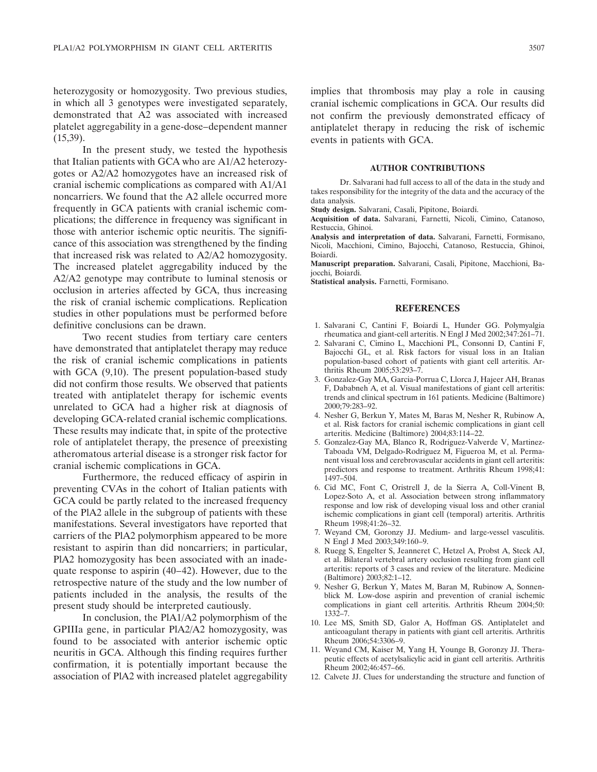heterozygosity or homozygosity. Two previous studies, in which all 3 genotypes were investigated separately, demonstrated that A2 was associated with increased platelet aggregability in a gene-dose–dependent manner (15,39).

In the present study, we tested the hypothesis that Italian patients with GCA who are A1/A2 heterozygotes or A2/A2 homozygotes have an increased risk of cranial ischemic complications as compared with A1/A1 noncarriers. We found that the A2 allele occurred more frequently in GCA patients with cranial ischemic complications; the difference in frequency was significant in those with anterior ischemic optic neuritis. The significance of this association was strengthened by the finding that increased risk was related to A2/A2 homozygosity. The increased platelet aggregability induced by the A2/A2 genotype may contribute to luminal stenosis or occlusion in arteries affected by GCA, thus increasing the risk of cranial ischemic complications. Replication studies in other populations must be performed before definitive conclusions can be drawn.

Two recent studies from tertiary care centers have demonstrated that antiplatelet therapy may reduce the risk of cranial ischemic complications in patients with GCA (9,10). The present population-based study did not confirm those results. We observed that patients treated with antiplatelet therapy for ischemic events unrelated to GCA had a higher risk at diagnosis of developing GCA-related cranial ischemic complications. These results may indicate that, in spite of the protective role of antiplatelet therapy, the presence of preexisting atheromatous arterial disease is a stronger risk factor for cranial ischemic complications in GCA.

Furthermore, the reduced efficacy of aspirin in preventing CVAs in the cohort of Italian patients with GCA could be partly related to the increased frequency of the PlA2 allele in the subgroup of patients with these manifestations. Several investigators have reported that carriers of the PlA2 polymorphism appeared to be more resistant to aspirin than did noncarriers; in particular, PlA2 homozygosity has been associated with an inadequate response to aspirin (40–42). However, due to the retrospective nature of the study and the low number of patients included in the analysis, the results of the present study should be interpreted cautiously.

In conclusion, the PlA1/A2 polymorphism of the GPIIIa gene, in particular PlA2/A2 homozygosity, was found to be associated with anterior ischemic optic neuritis in GCA. Although this finding requires further confirmation, it is potentially important because the association of PlA2 with increased platelet aggregability implies that thrombosis may play a role in causing cranial ischemic complications in GCA. Our results did not confirm the previously demonstrated efficacy of antiplatelet therapy in reducing the risk of ischemic events in patients with GCA.

## AUTHOR CONTRIBUTIONS

Dr. Salvarani had full access to all of the data in the study and takes responsibility for the integrity of the data and the accuracy of the data analysis.

**Study design.** Salvarani, Casali, Pipitone, Boiardi.

**Acquisition of data.** Salvarani, Farnetti, Nicoli, Cimino, Catanoso, Restuccia, Ghinoi.

**Analysis and interpretation of data.** Salvarani, Farnetti, Formisano, Nicoli, Macchioni, Cimino, Bajocchi, Catanoso, Restuccia, Ghinoi, Boiardi.

**Manuscript preparation.** Salvarani, Casali, Pipitone, Macchioni, Bajocchi, Boiardi.

**Statistical analysis.** Farnetti, Formisano.

## REFERENCES

1. Salvarani C, Cantini F, Boiardi L, Hunder GG. Polymyalgia rheumatica and giant-cell arteritis. N Engl J Med 2002;347:261–71.
2. Salvarani C, Cimino L, Macchioni PL, Consonni D, Cantini F, Bajocchi GL, et al. Risk factors for visual loss in an Italian population-based cohort of patients with giant cell arteritis. Arthritis Rheum 2005;53:293–7.
3. Gonzalez-Gay MA, Garcia-Porrua C, Llorca J, Hajeer AH, Branas F, Dababneh A, et al. Visual manifestations of giant cell arteritis: trends and clinical spectrum in 161 patients. Medicine (Baltimore) 2000;79:283–92.
4. Nesher G, Berkun Y, Mates M, Baras M, Nesher R, Rubinow A, et al. Risk factors for cranial ischemic complications in giant cell arteritis. Medicine (Baltimore) 2004;83:114–22.
5. Gonzalez-Gay MA, Blanco R, Rodriguez-Valverde V, Martinez-Taboada VM, Delgado-Rodriguez M, Figueroa M, et al. Permanent visual loss and cerebrovascular accidents in giant cell arteritis: predictors and response to treatment. Arthritis Rheum 1998;41: 1497–504.
6. Cid MC, Font C, Oristrell J, de la Sierra A, Coll-Vinent B, Lopez-Soto A, et al. Association between strong inflammatory response and low risk of developing visual loss and other cranial ischemic complications in giant cell (temporal) arteritis. Arthritis Rheum 1998;41:26–32.
7. Weyand CM, Goronzy JJ. Medium- and large-vessel vasculitis. N Engl J Med 2003;349:160–9.
8. Ruegg S, Engelter S, Jeanneret C, Hetzel A, Probst A, Steck AJ, et al. Bilateral vertebral artery occlusion resulting from giant cell arteritis: reports of 3 cases and review of the literature. Medicine (Baltimore) 2003;82:1–12.
9. Nesher G, Berkun Y, Mates M, Baran M, Rubinow A, Sonnenblick M. Low-dose aspirin and prevention of cranial ischemic complications in giant cell arteritis. Arthritis Rheum 2004;50: 1332–7.
10. Lee MS, Smith SD, Galor A, Hoffman GS. Antiplatelet and anticoagulant therapy in patients with giant cell arteritis. Arthritis Rheum 2006;54:3306–9.
11. Weyand CM, Kaiser M, Yang H, Younge B, Goronzy JJ. Therapeutic effects of acetylsalicylic acid in giant cell arteritis. Arthritis Rheum 2002;46:457–66.
12. Calvete JJ. Clues for understanding the structure and function of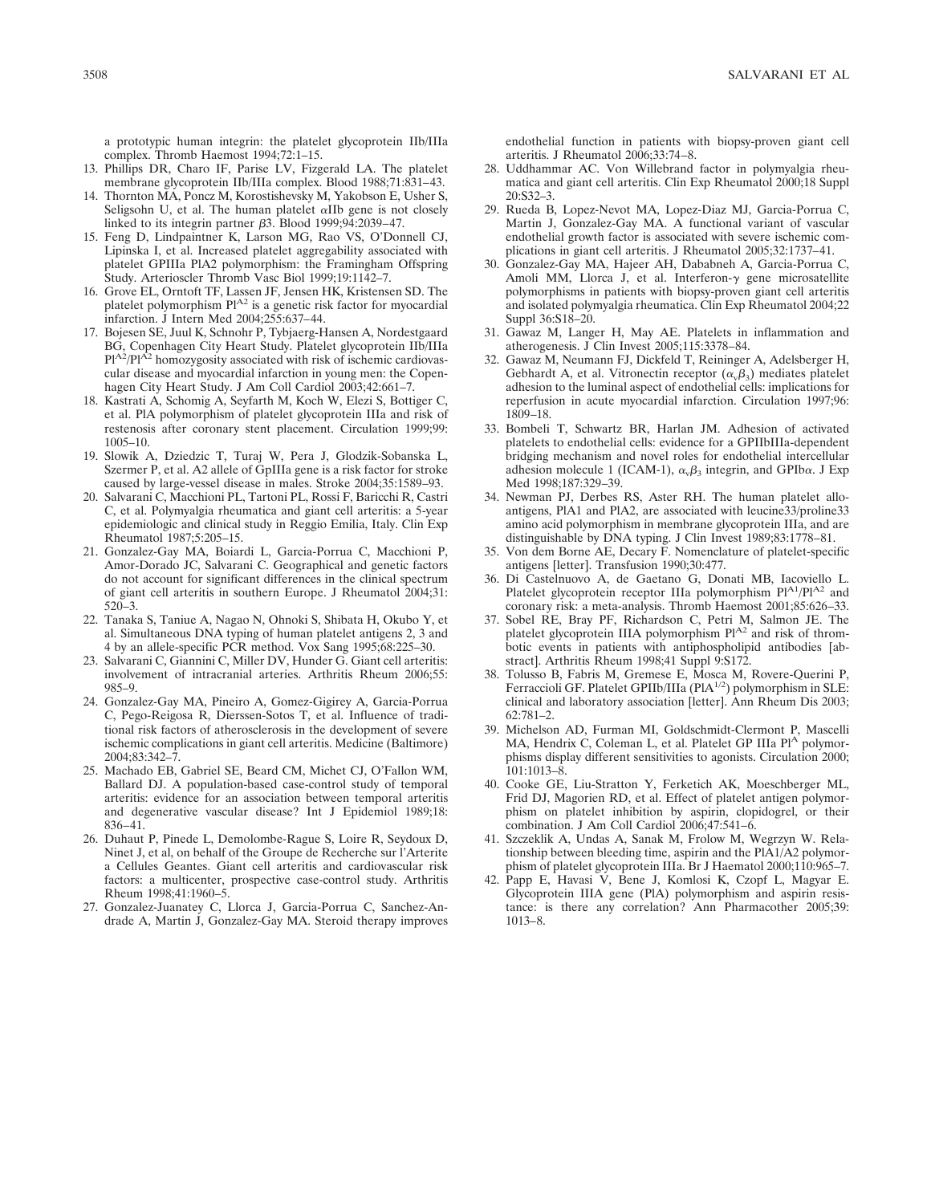a prototypic human integrin: the platelet glycoprotein IIb/IIIa complex. Thromb Haemost 1994;72:1–15.

13. Phillips DR, Charo IF, Parise LV, Fizgerald LA. The platelet membrane glycoprotein IIb/IIIa complex. Blood 1988;71:831–43.
14. Thornton MA, Poncz M, Korostishevsky M, Yakobson E, Usher S, Seligsohn U, et al. The human platelet $\alpha$IIb gene is not closely linked to its integrin partner $\beta$3. Blood 1999;94:2039–47.
15. Feng D, Lindpaintner K, Larson MG, Rao VS, O'Donnell CJ, Lipinska I, et al. Increased platelet aggregability associated with platelet GPIIIa PlA2 polymorphism: the Framingham Offspring Study. Arterioscler Thromb Vasc Biol 1999;19:1142–7.
16. Grove EL, Orntoft TF, Lassen JF, Jensen HK, Kristensen SD. The platelet polymorphism $Pl^{A2}$ is a genetic risk factor for myocardial infarction. J Intern Med 2004;255:637–44.
17. Bojesen SE, Juul K, Schnohr P, Tybjaerg-Hansen A, Nordestgaard BG, Copenhagen City Heart Study. Platelet glycoprotein IIb/IIIa $Pl^{A2}/Pl^{A2}$ homozygosity associated with risk of ischemic cardiovascular disease and myocardial infarction in young men: the Copenhagen City Heart Study. J Am Coll Cardiol 2003;42:661–7.
18. Kastrati A, Schomig A, Seyfarth M, Koch W, Elezi S, Bottiger C, et al. PlA polymorphism of platelet glycoprotein IIIa and risk of restenosis after coronary stent placement. Circulation 1999;99: 1005–10.
19. Slowik A, Dziedzic T, Turaj W, Pera J, Glodzik-Sobanska L, Szermer P, et al. A2 allele of GpIIIa gene is a risk factor for stroke caused by large-vessel disease in males. Stroke 2004;35:1589–93.
20. Salvarani C, Macchioni PL, Tartoni PL, Rossi F, Baricchi R, Castri C, et al. Polymyalgia rheumatica and giant cell arteritis: a 5-year epidemiologic and clinical study in Reggio Emilia, Italy. Clin Exp Rheumatol 1987;5:205–15.
21. Gonzalez-Gay MA, Boiardi L, Garcia-Porrua C, Macchioni P, Amor-Dorado JC, Salvarani C. Geographical and genetic factors do not account for significant differences in the clinical spectrum of giant cell arteritis in southern Europe. J Rheumatol 2004;31: 520–3.
22. Tanaka S, Taniue A, Nagao N, Ohnoki S, Shibata H, Okubo Y, et al. Simultaneous DNA typing of human platelet antigens 2, 3 and 4 by an allele-specific PCR method. Vox Sang 1995;68:225–30.
23. Salvarani C, Giannini C, Miller DV, Hunder G. Giant cell arteritis: involvement of intracranial arteries. Arthritis Rheum 2006;55: 985–9.
24. Gonzalez-Gay MA, Pineiro A, Gomez-Gigirey A, Garcia-Porrua C, Pego-Reigosa R, Dierssen-Sotos T, et al. Influence of traditional risk factors of atherosclerosis in the development of severe ischemic complications in giant cell arteritis. Medicine (Baltimore) 2004;83:342–7.
25. Machado EB, Gabriel SE, Beard CM, Michet CJ, O'Fallon WM, Ballard DJ. A population-based case-control study of temporal arteritis: evidence for an association between temporal arteritis and degenerative vascular disease? Int J Epidemiol 1989;18: 836–41.
26. Duhaut P, Pinede L, Demolombe-Rague S, Loire R, Seydoux D, Ninet J, et al, on behalf of the Groupe de Recherche sur l'Arterite a Cellules Geantes. Giant cell arteritis and cardiovascular risk factors: a multicenter, prospective case-control study. Arthritis Rheum 1998;41:1960–5.
27. Gonzalez-Juanatey C, Llorca J, Garcia-Porrua C, Sanchez-Andrade A, Martin J, Gonzalez-Gay MA. Steroid therapy improves endothelial function in patients with biopsy-proven giant cell arteritis. J Rheumatol 2006;33:74–8.
28. Uddhammar AC. Von Willebrand factor in polymyalgia rheumatica and giant cell arteritis. Clin Exp Rheumatol 2000;18 Suppl 20:S32–3.
29. Rueda B, Lopez-Nevot MA, Lopez-Diaz MJ, Garcia-Porrua C, Martin J, Gonzalez-Gay MA. A functional variant of vascular endothelial growth factor is associated with severe ischemic complications in giant cell arteritis. J Rheumatol 2005;32:1737–41.
30. Gonzalez-Gay MA, Hajeer AH, Dababneh A, Garcia-Porrua C, Amoli MM, Llorca J, et al. Interferon-$\gamma$ gene microsatellite polymorphisms in patients with biopsy-proven giant cell arteritis and isolated polymyalgia rheumatica. Clin Exp Rheumatol 2004;22 Suppl 36:S18–20.
31. Gawaz M, Langer H, May AE. Platelets in inflammation and atherogenesis. J Clin Invest 2005;115:3378–84.
32. Gawaz M, Neumann FJ, Dickfeld T, Reininger A, Adelsberger H, Gebhardt A, et al. Vitronectin receptor ($\alpha_v\beta_3$) mediates platelet adhesion to the luminal aspect of endothelial cells: implications for reperfusion in acute myocardial infarction. Circulation 1997;96: 1809–18.
33. Bombeli T, Schwartz BR, Harlan JM. Adhesion of activated platelets to endothelial cells: evidence for a GPIIbIIIa-dependent bridging mechanism and novel roles for endothelial intercellular adhesion molecule 1 (ICAM-1), $\alpha_v\beta_3$ integrin, and GPIb$\alpha$. J Exp Med 1998;187:329–39.
34. Newman PJ, Derbes RS, Aster RH. The human platelet alloantigens, PlA1 and PlA2, are associated with leucine33/proline33 amino acid polymorphism in membrane glycoprotein IIIa, and are distinguishable by DNA typing. J Clin Invest 1989;83:1778–81.
35. Von dem Borne AE, Decary F. Nomenclature of platelet-specific antigens [letter]. Transfusion 1990;30:477.
36. Di Castelnuovo A, de Gaetano G, Donati MB, Iacoviello L. Platelet glycoprotein receptor IIIa polymorphism $Pl^{A1}/Pl^{A2}$ and coronary risk: a meta-analysis. Thromb Haemost 2001;85:626–33.
37. Sobel RE, Bray PF, Richardson C, Petri M, Salmon JE. The platelet glycoprotein IIIA polymorphism $Pl^{A2}$ and risk of thrombotic events in patients with antiphospholipid antibodies [abstract]. Arthritis Rheum 1998;41 Suppl 9:S172.
38. Tolusso B, Fabris M, Gremese E, Mosca M, Rovere-Querini P, Ferraccioli GF. Platelet GPIIb/IIIa ($PlA^{1/2}$) polymorphism in SLE: clinical and laboratory association [letter]. Ann Rheum Dis 2003; 62:781–2.
39. Michelson AD, Furman MI, Goldschmidt-Clermont P, Mascelli MA, Hendrix C, Coleman L, et al. Platelet GP IIIa $Pl^{A}$ polymorphisms display different sensitivities to agonists. Circulation 2000; 101:1013–8.
40. Cooke GE, Liu-Stratton Y, Ferketich AK, Moeschberger ML, Frid DJ, Magorien RD, et al. Effect of platelet antigen polymorphism on platelet inhibition by aspirin, clopidogrel, or their combination. J Am Coll Cardiol 2006;47:541–6.
41. Szczeklik A, Undas A, Sanak M, Frolow M, Wegrzyn W. Relationship between bleeding time, aspirin and the PlA1/A2 polymorphism of platelet glycoprotein IIIa. Br J Haematol 2000;110:965–7.
42. Papp E, Havasi V, Bene J, Komlosi K, Czopf L, Magyar E. Glycoprotein IIIA gene (PlA) polymorphism and aspirin resistance: is there any correlation? Ann Pharmacother 2005;39: 1013–8.